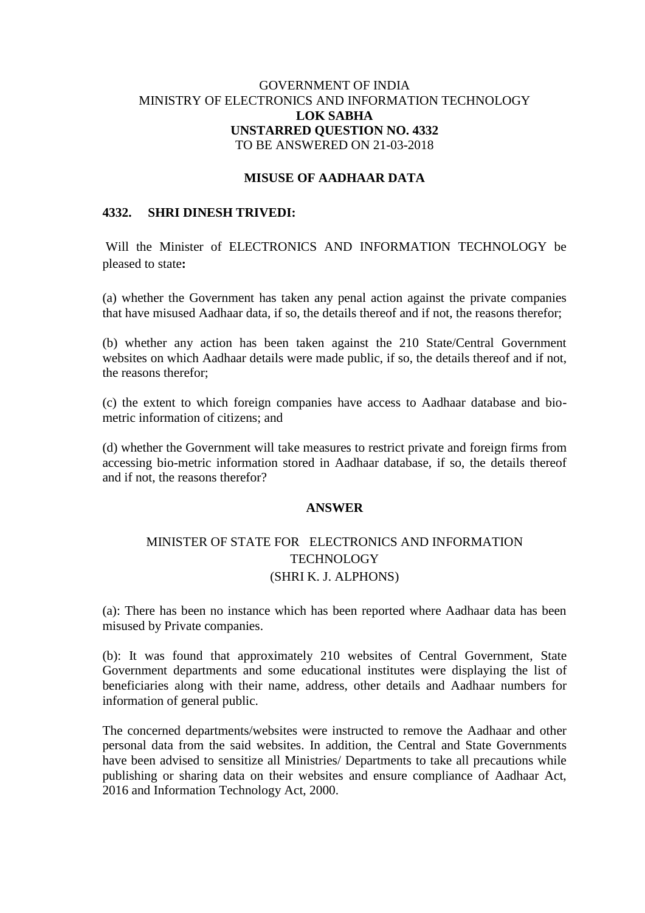GOVERNMENT OF INDIA
MINISTRY OF ELECTRONICS AND INFORMATION TECHNOLOGY
**LOK SABHA**
**UNSTARRED QUESTION NO. 4332**
TO BE ANSWERED ON 21-03-2018

**MISUSE OF AADHAAR DATA**

**4332. SHRI DINESH TRIVEDI:**

Will the Minister of ELECTRONICS AND INFORMATION TECHNOLOGY be pleased to state**:**

(a) whether the Government has taken any penal action against the private companies that have misused Aadhaar data, if so, the details thereof and if not, the reasons therefor;

(b) whether any action has been taken against the 210 State/Central Government websites on which Aadhaar details were made public, if so, the details thereof and if not, the reasons therefor;

(c) the extent to which foreign companies have access to Aadhaar database and bio-metric information of citizens; and

(d) whether the Government will take measures to restrict private and foreign firms from accessing bio-metric information stored in Aadhaar database, if so, the details thereof and if not, the reasons therefor?

**ANSWER**

MINISTER OF STATE FOR ELECTRONICS AND INFORMATION TECHNOLOGY
(SHRI K. J. ALPHONS)

(a): There has been no instance which has been reported where Aadhaar data has been misused by Private companies.

(b): It was found that approximately 210 websites of Central Government, State Government departments and some educational institutes were displaying the list of beneficiaries along with their name, address, other details and Aadhaar numbers for information of general public.

The concerned departments/websites were instructed to remove the Aadhaar and other personal data from the said websites. In addition, the Central and State Governments have been advised to sensitize all Ministries/ Departments to take all precautions while publishing or sharing data on their websites and ensure compliance of Aadhaar Act, 2016 and Information Technology Act, 2000.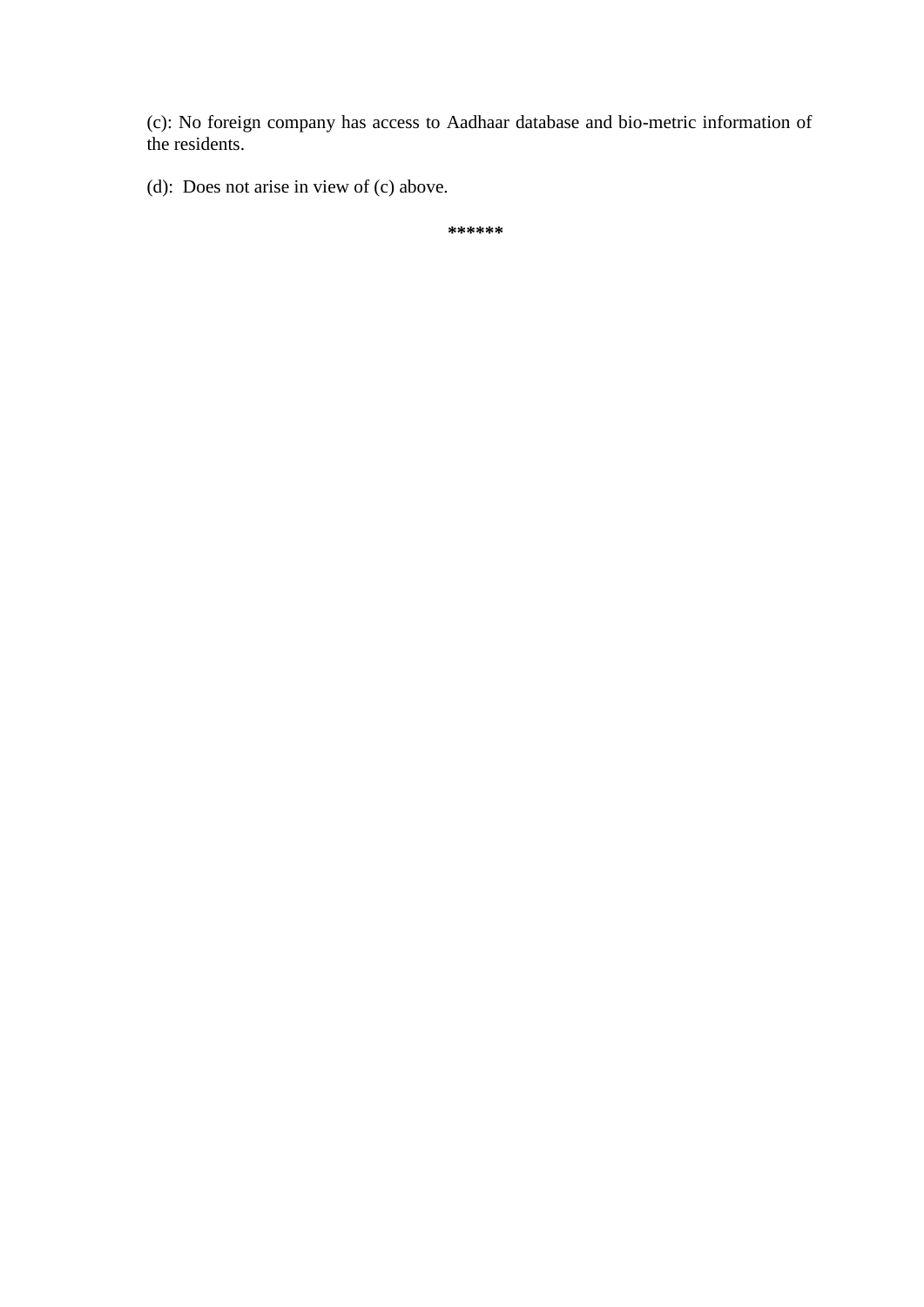(c): No foreign company has access to Aadhaar database and bio-metric information of the residents.

(d): Does not arise in view of (c) above.

******